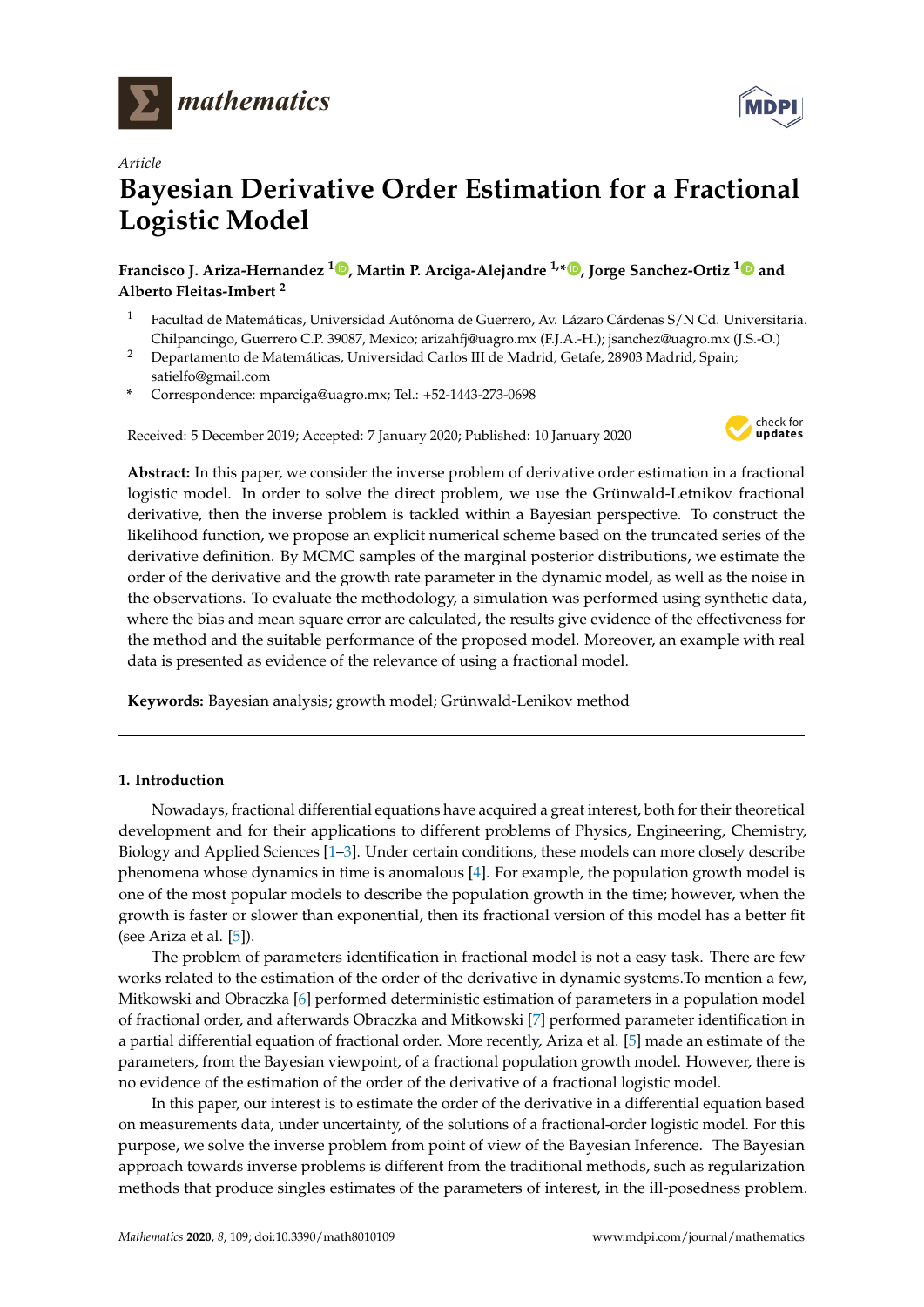*Article*

# Bayesian Derivative Order Estimation for a Fractional Logistic Model

**Francisco J. Ariza-Hernandez [1], Martin P. Arciga-Alejandre [1,*], Jorge Sanchez-Ortiz [1] and Alberto Fleitas-Imbert [2]**

[1] Facultad de Matemáticas, Universidad Autónoma de Guerrero, Av. Lázaro Cárdenas S/N Cd. Universitaria. Chilpancingo, Guerrero C.P. 39087, Mexico; arizahfj@uagro.mx (F.J.A.-H.); jsanchez@uagro.mx (J.S.-O.)

[2] Departamento de Matemáticas, Universidad Carlos III de Madrid, Getafe, 28903 Madrid, Spain; satielfo@gmail.com

\* Correspondence: mparciga@uagro.mx; Tel.: +52-1443-273-0698

Received: 5 December 2019; Accepted: 7 January 2020; Published: 10 January 2020

**Abstract:** In this paper, we consider the inverse problem of derivative order estimation in a fractional logistic model. In order to solve the direct problem, we use the Grünwald-Letnikov fractional derivative, then the inverse problem is tackled within a Bayesian perspective. To construct the likelihood function, we propose an explicit numerical scheme based on the truncated series of the derivative definition. By MCMC samples of the marginal posterior distributions, we estimate the order of the derivative and the growth rate parameter in the dynamic model, as well as the noise in the observations. To evaluate the methodology, a simulation was performed using synthetic data, where the bias and mean square error are calculated, the results give evidence of the effectiveness for the method and the suitable performance of the proposed model. Moreover, an example with real data is presented as evidence of the relevance of using a fractional model.

**Keywords:** Bayesian analysis; growth model; Grünwald-Lenikov method

## 1. Introduction

Nowadays, fractional differential equations have acquired a great interest, both for their theoretical development and for their applications to different problems of Physics, Engineering, Chemistry, Biology and Applied Sciences [1–3]. Under certain conditions, these models can more closely describe phenomena whose dynamics in time is anomalous [4]. For example, the population growth model is one of the most popular models to describe the population growth in the time; however, when the growth is faster or slower than exponential, then its fractional version of this model has a better fit (see Ariza et al. [5]).

The problem of parameters identification in fractional model is not a easy task. There are few works related to the estimation of the order of the derivative in dynamic systems.To mention a few, Mitkowski and Obraczka [6] performed deterministic estimation of parameters in a population model of fractional order, and afterwards Obraczka and Mitkowski [7] performed parameter identification in a partial differential equation of fractional order. More recently, Ariza et al. [5] made an estimate of the parameters, from the Bayesian viewpoint, of a fractional population growth model. However, there is no evidence of the estimation of the order of the derivative of a fractional logistic model.

In this paper, our interest is to estimate the order of the derivative in a differential equation based on measurements data, under uncertainty, of the solutions of a fractional-order logistic model. For this purpose, we solve the inverse problem from point of view of the Bayesian Inference. The Bayesian approach towards inverse problems is different from the traditional methods, such as regularization methods that produce singles estimates of the parameters of interest, in the ill-posedness problem.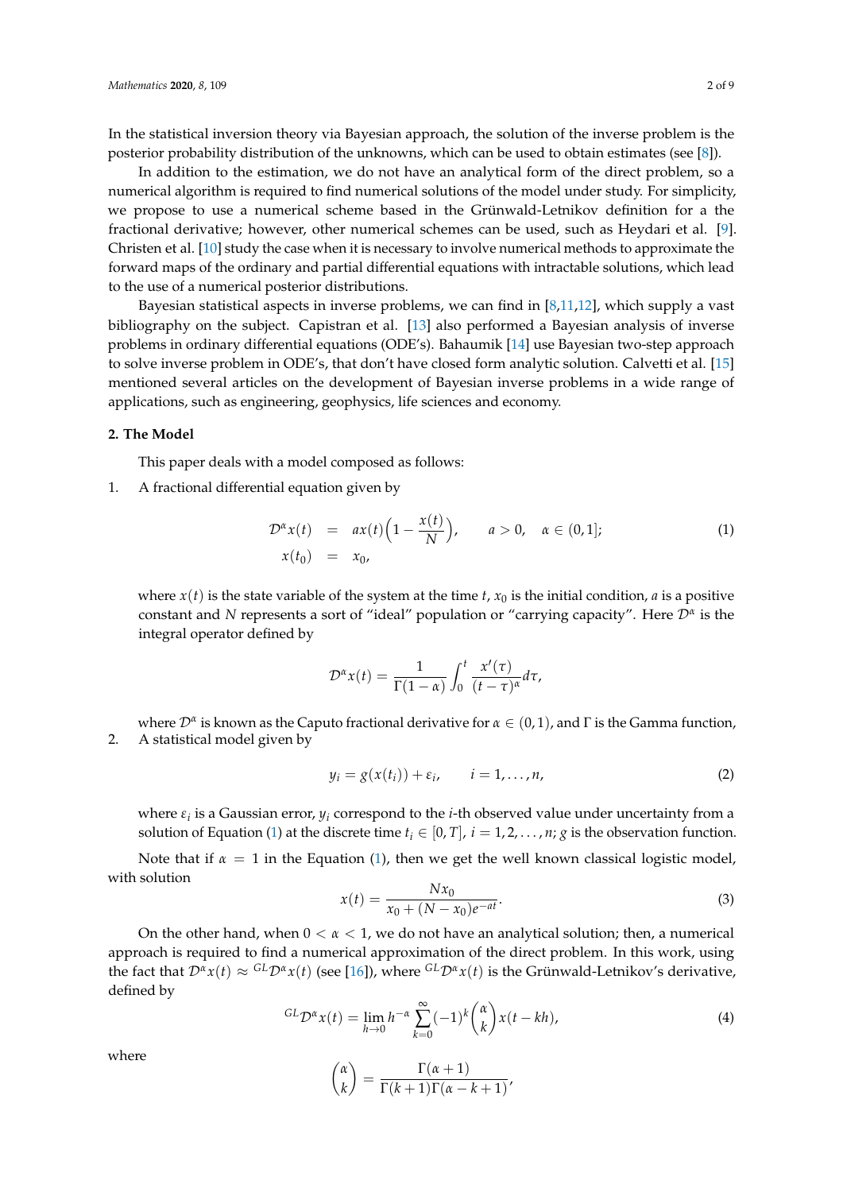In the statistical inversion theory via Bayesian approach, the solution of the inverse problem is the posterior probability distribution of the unknowns, which can be used to obtain estimates (see [8]).

In addition to the estimation, we do not have an analytical form of the direct problem, so a numerical algorithm is required to find numerical solutions of the model under study. For simplicity, we propose to use a numerical scheme based in the Grünwald-Letnikov definition for a the fractional derivative; however, other numerical schemes can be used, such as Heydari et al. [9]. Christen et al. [10] study the case when it is necessary to involve numerical methods to approximate the forward maps of the ordinary and partial differential equations with intractable solutions, which lead to the use of a numerical posterior distributions.

Bayesian statistical aspects in inverse problems, we can find in [8,11,12], which supply a vast bibliography on the subject. Capistran et al. [13] also performed a Bayesian analysis of inverse problems in ordinary differential equations (ODE's). Bahaumik [14] use Bayesian two-step approach to solve inverse problem in ODE's, that don't have closed form analytic solution. Calvetti et al. [15] mentioned several articles on the development of Bayesian inverse problems in a wide range of applications, such as engineering, geophysics, life sciences and economy.

## 2. The Model

This paper deals with a model composed as follows:

1. A fractional differential equation given by

$$\begin{aligned} \mathcal{D}^{\alpha}x(t) &= ax(t)\Big(1-\frac{x(t)}{N}\Big), \qquad a>0, \quad \alpha\in(0,1]; \\ x(t_0) &= x_0, \end{aligned} \tag{1}$$

   where $x(t)$ is the state variable of the system at the time $t$, $x_0$ is the initial condition, $a$ is a positive constant and $N$ represents a sort of "ideal" population or "carrying capacity". Here $\mathcal{D}^{\alpha}$ is the integral operator defined by

$$\mathcal{D}^{\alpha}x(t) = \frac{1}{\Gamma(1-\alpha)}\int_0^t \frac{x'(\tau)}{(t-\tau)^{\alpha}}d\tau,$$

   where $\mathcal{D}^{\alpha}$ is known as the Caputo fractional derivative for $\alpha \in (0,1)$, and $\Gamma$ is the Gamma function,

2. A statistical model given by

$$y_i = g(x(t_i)) + \varepsilon_i, \qquad i=1,\ldots,n, \tag{2}$$

   where $\varepsilon_i$ is a Gaussian error, $y_i$ correspond to the $i$-th observed value under uncertainty from a solution of Equation (1) at the discrete time $t_i \in [0,T]$, $i=1,2,\ldots,n$; $g$ is the observation function.

Note that if $\alpha = 1$ in the Equation (1), then we get the well known classical logistic model, with solution

$$x(t) = \frac{Nx_0}{x_0+(N-x_0)e^{-at}}. \tag{3}$$

On the other hand, when $0<\alpha<1$, we do not have an analytical solution; then, a numerical approach is required to find a numerical approximation of the direct problem. In this work, using the fact that $\mathcal{D}^{\alpha}x(t) \approx {}^{GL}\mathcal{D}^{\alpha}x(t)$ (see [16]), where ${}^{GL}\mathcal{D}^{\alpha}x(t)$ is the Grünwald-Letnikov's derivative, defined by

$${}^{GL}\mathcal{D}^{\alpha}x(t) = \lim_{h\to 0} h^{-\alpha}\sum_{k=0}^{\infty}(-1)^k\binom{\alpha}{k}x(t-kh), \tag{4}$$

where

$$\binom{\alpha}{k} = \frac{\Gamma(\alpha+1)}{\Gamma(k+1)\Gamma(\alpha-k+1)},$$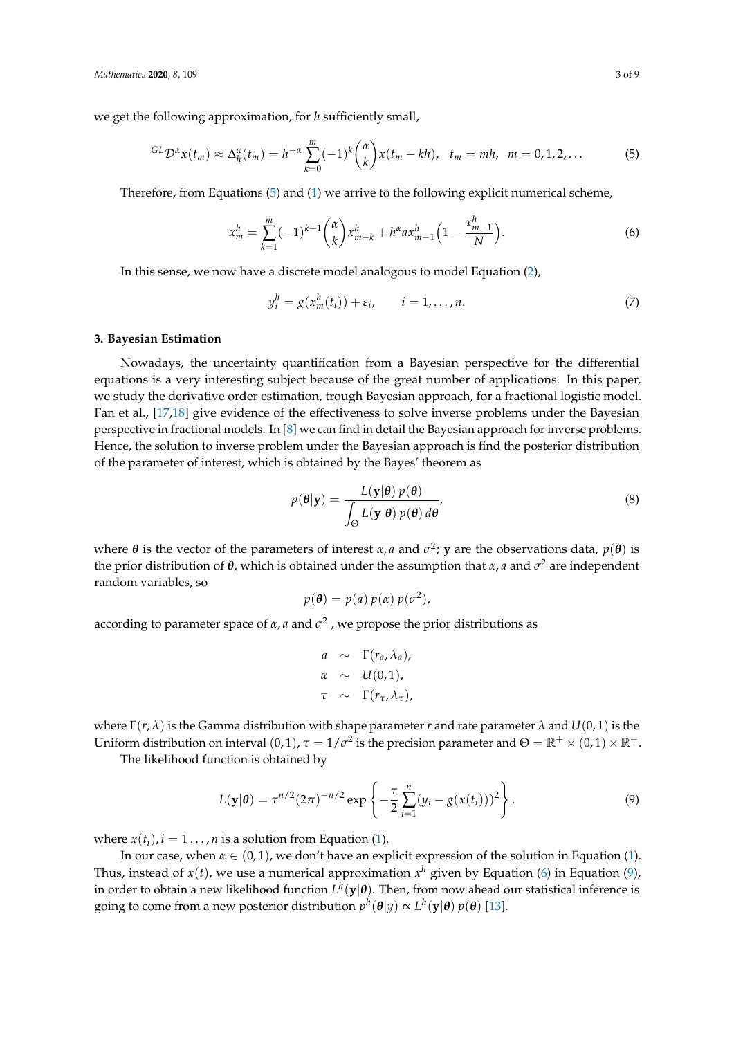we get the following approximation, for $h$ sufficiently small,

$$
{}^{GL}\mathcal{D}^{\alpha}x(t_m) \approx \Delta_h^{\alpha}(t_m) = h^{-\alpha}\sum_{k=0}^{m}(-1)^k\binom{\alpha}{k}x(t_m - kh), \quad t_m = mh, \quad m = 0, 1, 2, \ldots \tag{5}
$$

Therefore, from Equations (5) and (1) we arrive to the following explicit numerical scheme,

$$
x_m^h = \sum_{k=1}^{m}(-1)^{k+1}\binom{\alpha}{k}x_{m-k}^h + h^{\alpha}a x_{m-1}^h\Big(1 - \frac{x_{m-1}^h}{N}\Big). \tag{6}
$$

In this sense, we now have a discrete model analogous to model Equation (2),

$$
y_i^h = g(x_m^h(t_i)) + \varepsilon_i, \qquad i = 1, \ldots, n. \tag{7}
$$

### 3. Bayesian Estimation

Nowadays, the uncertainty quantification from a Bayesian perspective for the differential equations is a very interesting subject because of the great number of applications. In this paper, we study the derivative order estimation, trough Bayesian approach, for a fractional logistic model. Fan et al., [17,18] give evidence of the effectiveness to solve inverse problems under the Bayesian perspective in fractional models. In [8] we can find in detail the Bayesian approach for inverse problems. Hence, the solution to inverse problem under the Bayesian approach is find the posterior distribution of the parameter of interest, which is obtained by the Bayes' theorem as

$$
p(\boldsymbol{\theta}|\mathbf{y}) = \frac{L(\mathbf{y}|\boldsymbol{\theta})\,p(\boldsymbol{\theta})}{\int_{\Theta} L(\mathbf{y}|\boldsymbol{\theta})\,p(\boldsymbol{\theta})\,d\boldsymbol{\theta}}, \tag{8}
$$

where $\boldsymbol{\theta}$ is the vector of the parameters of interest $\alpha, a$ and $\sigma^2$; $\mathbf{y}$ are the observations data, $p(\boldsymbol{\theta})$ is the prior distribution of $\boldsymbol{\theta}$, which is obtained under the assumption that $\alpha, a$ and $\sigma^2$ are independent random variables, so

$$
p(\boldsymbol{\theta}) = p(a)\,p(\alpha)\,p(\sigma^2),
$$

according to parameter space of $\alpha, a$ and $\sigma^2$ , we propose the prior distributions as

$$
\begin{aligned}
a &\sim \Gamma(r_a, \lambda_a), \\
\alpha &\sim U(0,1), \\
\tau &\sim \Gamma(r_\tau, \lambda_\tau),
\end{aligned}
$$

where $\Gamma(r, \lambda)$ is the Gamma distribution with shape parameter $r$ and rate parameter $\lambda$ and $U(0,1)$ is the Uniform distribution on interval $(0,1)$, $\tau = 1/\sigma^2$ is the precision parameter and $\Theta = \mathbb{R}^+ \times (0,1) \times \mathbb{R}^+$.

The likelihood function is obtained by

$$
L(\mathbf{y}|\boldsymbol{\theta}) = \tau^{n/2}(2\pi)^{-n/2}\exp\left\{-\frac{\tau}{2}\sum_{i=1}^{n}(y_i - g(x(t_i)))^2\right\}. \tag{9}
$$

where $x(t_i), i = 1 \ldots, n$ is a solution from Equation (1).

In our case, when $\alpha \in (0,1)$, we don't have an explicit expression of the solution in Equation (1). Thus, instead of $x(t)$, we use a numerical approximation $x^h$ given by Equation (6) in Equation (9), in order to obtain a new likelihood function $L^h(\mathbf{y}|\boldsymbol{\theta})$. Then, from now ahead our statistical inference is going to come from a new posterior distribution $p^h(\boldsymbol{\theta}|y) \propto L^h(\mathbf{y}|\boldsymbol{\theta})\,p(\boldsymbol{\theta})$ [13].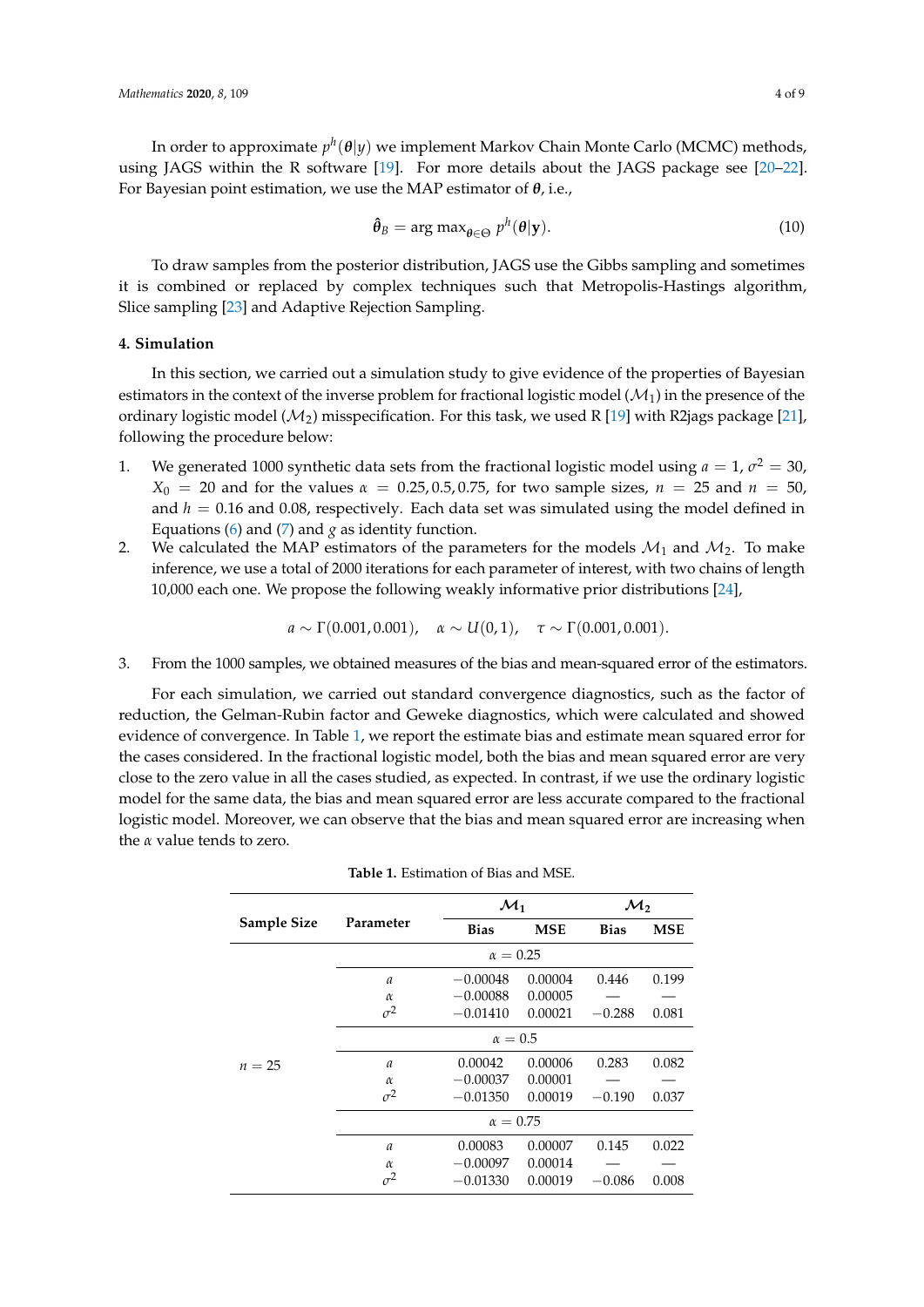In order to approximate $p^h(\boldsymbol{\theta}|y)$ we implement Markov Chain Monte Carlo (MCMC) methods, using JAGS within the R software [19]. For more details about the JAGS package see [20–22]. For Bayesian point estimation, we use the MAP estimator of $\boldsymbol{\theta}$, i.e.,

$$\hat{\boldsymbol{\theta}}_B = \arg\max_{\boldsymbol{\theta}\in\Theta} p^h(\boldsymbol{\theta}|\mathbf{y}). \tag{10}$$

To draw samples from the posterior distribution, JAGS use the Gibbs sampling and sometimes it is combined or replaced by complex techniques such that Metropolis-Hastings algorithm, Slice sampling [23] and Adaptive Rejection Sampling.

## 4. Simulation

In this section, we carried out a simulation study to give evidence of the properties of Bayesian estimators in the context of the inverse problem for fractional logistic model ($\mathcal{M}_1$) in the presence of the ordinary logistic model ($\mathcal{M}_2$) misspecification. For this task, we used R [19] with R2jags package [21], following the procedure below:

1. We generated 1000 synthetic data sets from the fractional logistic model using $a = 1$, $\sigma^2 = 30$, $X_0 = 20$ and for the values $\alpha = 0.25, 0.5, 0.75$, for two sample sizes, $n = 25$ and $n = 50$, and $h = 0.16$ and $0.08$, respectively. Each data set was simulated using the model defined in Equations (6) and (7) and $g$ as identity function.
2. We calculated the MAP estimators of the parameters for the models $\mathcal{M}_1$ and $\mathcal{M}_2$. To make inference, we use a total of 2000 iterations for each parameter of interest, with two chains of length 10,000 each one. We propose the following weakly informative prior distributions [24],

$$a \sim \Gamma(0.001, 0.001), \quad \alpha \sim U(0,1), \quad \tau \sim \Gamma(0.001, 0.001).$$

3. From the 1000 samples, we obtained measures of the bias and mean-squared error of the estimators.

For each simulation, we carried out standard convergence diagnostics, such as the factor of reduction, the Gelman-Rubin factor and Geweke diagnostics, which were calculated and showed evidence of convergence. In Table 1, we report the estimate bias and estimate mean squared error for the cases considered. In the fractional logistic model, both the bias and mean squared error are very close to the zero value in all the cases studied, as expected. In contrast, if we use the ordinary logistic model for the same data, the bias and mean squared error are less accurate compared to the fractional logistic model. Moreover, we can observe that the bias and mean squared error are increasing when the $\alpha$ value tends to zero.

**Table 1.** Estimation of Bias and MSE.

| Sample Size | Parameter | $\mathcal{M}_1$ | | $\mathcal{M}_2$ | |
|---|---|---|---|---|---|
| | | **Bias** | **MSE** | **Bias** | **MSE** |
| | | $\alpha = 0.25$ | | | |
| | $a$ | $-0.00048$ | 0.00004 | 0.446 | 0.199 |
| | $\alpha$ | $-0.00088$ | 0.00005 | — | — |
| | $\sigma^2$ | $-0.01410$ | 0.00021 | $-0.288$ | 0.081 |
| | | $\alpha = 0.5$ | | | |
| $n = 25$ | $a$ | 0.00042 | 0.00006 | 0.283 | 0.082 |
| | $\alpha$ | $-0.00037$ | 0.00001 | — | — |
| | $\sigma^2$ | $-0.01350$ | 0.00019 | $-0.190$ | 0.037 |
| | | $\alpha = 0.75$ | | | |
| | $a$ | 0.00083 | 0.00007 | 0.145 | 0.022 |
| | $\alpha$ | $-0.00097$ | 0.00014 | — | — |
| | $\sigma^2$ | $-0.01330$ | 0.00019 | $-0.086$ | 0.008 |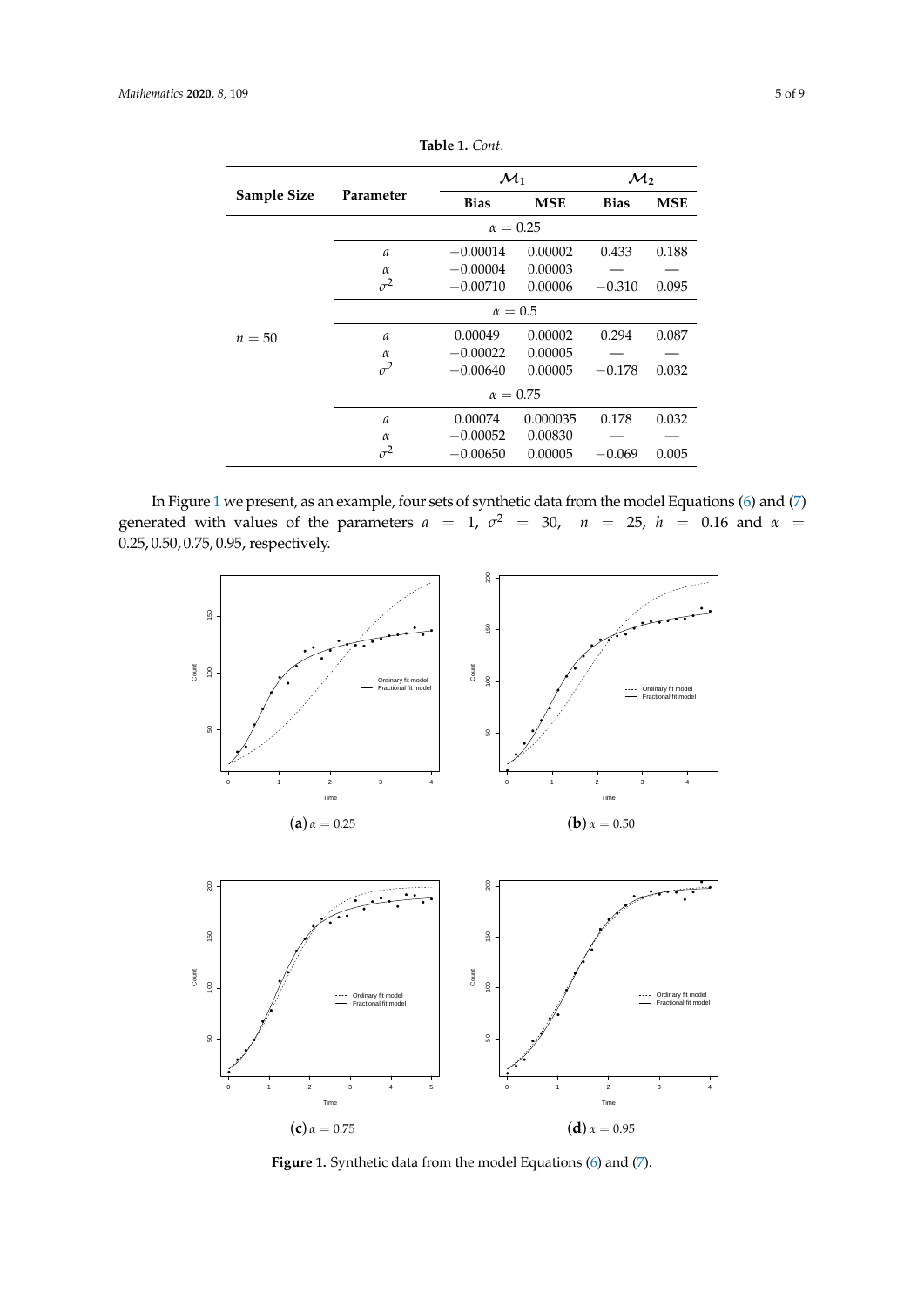**Table 1.** *Cont.*

| Sample Size | Parameter | $\mathcal{M}_1$ | | $\mathcal{M}_2$ | |
|---|---|---|---|---|---|
| | | **Bias** | **MSE** | **Bias** | **MSE** |
| | | $\alpha = 0.25$ | | | |
| | $a$ | $-0.00014$ | 0.00002 | 0.433 | 0.188 |
| | $\alpha$ | $-0.00004$ | 0.00003 | — | — |
| | $\sigma^2$ | $-0.00710$ | 0.00006 | $-0.310$ | 0.095 |
| | | $\alpha = 0.5$ | | | |
| $n = 50$ | $a$ | 0.00049 | 0.00002 | 0.294 | 0.087 |
| | $\alpha$ | $-0.00022$ | 0.00005 | — | — |
| | $\sigma^2$ | $-0.00640$ | 0.00005 | $-0.178$ | 0.032 |
| | | $\alpha = 0.75$ | | | |
| | $a$ | 0.00074 | 0.000035 | 0.178 | 0.032 |
| | $\alpha$ | $-0.00052$ | 0.00830 | — | — |
| | $\sigma^2$ | $-0.00650$ | 0.00005 | $-0.069$ | 0.005 |

In Figure 1 we present, as an example, four sets of synthetic data from the model Equations (6) and (7) generated with values of the parameters $a = 1$, $\sigma^2 = 30$, $n = 25$, $h = 0.16$ and $\alpha = 0.25, 0.50, 0.75, 0.95$, respectively.

(**a**) $\alpha = 0.25$ (**b**) $\alpha = 0.50$

(**c**) $\alpha = 0.75$ (**d**) $\alpha = 0.95$

**Figure 1.** Synthetic data from the model Equations (6) and (7).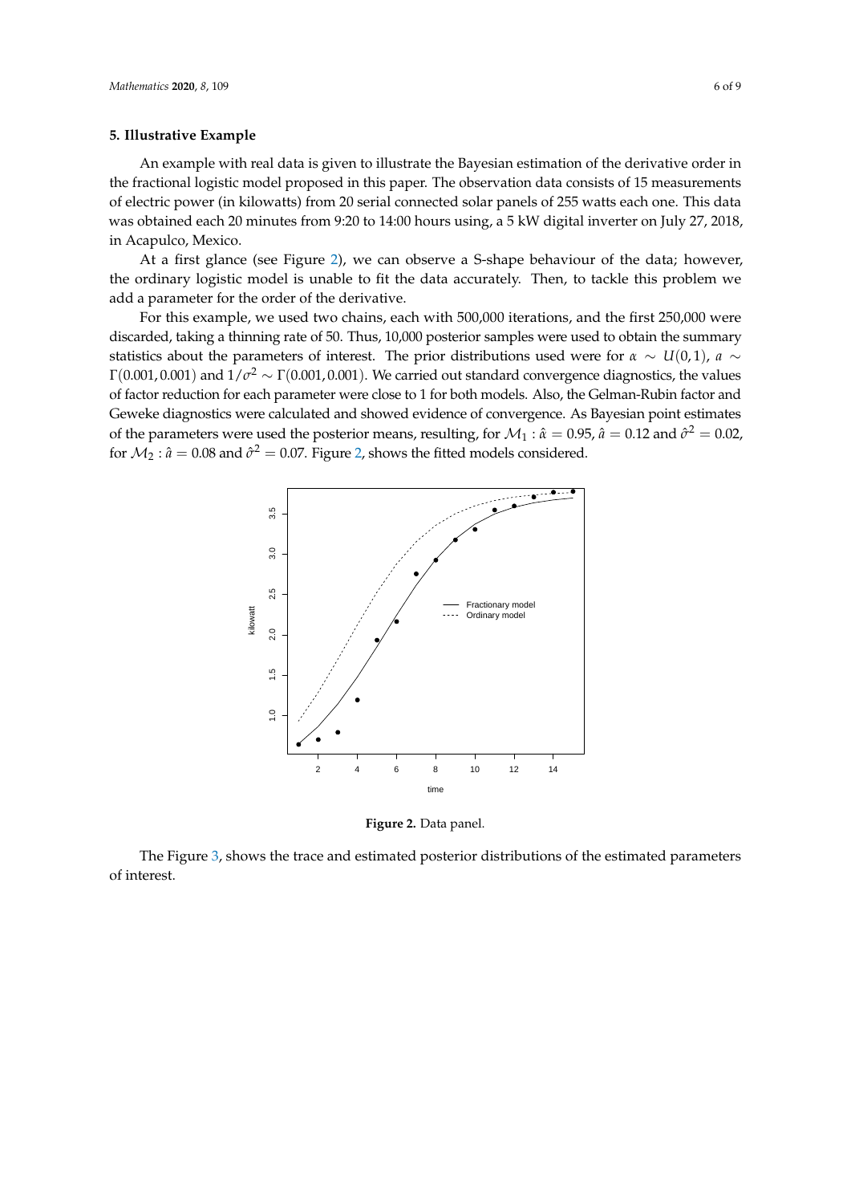## 5. Illustrative Example

An example with real data is given to illustrate the Bayesian estimation of the derivative order in the fractional logistic model proposed in this paper. The observation data consists of 15 measurements of electric power (in kilowatts) from 20 serial connected solar panels of 255 watts each one. This data was obtained each 20 minutes from 9:20 to 14:00 hours using, a 5 kW digital inverter on July 27, 2018, in Acapulco, Mexico.

At a first glance (see Figure 2), we can observe a S-shape behaviour of the data; however, the ordinary logistic model is unable to fit the data accurately. Then, to tackle this problem we add a parameter for the order of the derivative.

For this example, we used two chains, each with 500,000 iterations, and the first 250,000 were discarded, taking a thinning rate of 50. Thus, 10,000 posterior samples were used to obtain the summary statistics about the parameters of interest. The prior distributions used were for $\alpha \sim U(0,1)$, $a \sim \Gamma(0.001, 0.001)$ and $1/\sigma^2 \sim \Gamma(0.001, 0.001)$. We carried out standard convergence diagnostics, the values of factor reduction for each parameter were close to 1 for both models. Also, the Gelman-Rubin factor and Geweke diagnostics were calculated and showed evidence of convergence. As Bayesian point estimates of the parameters were used the posterior means, resulting, for $\mathcal{M}_1 : \hat{\alpha} = 0.95$, $\hat{a} = 0.12$ and $\hat{\sigma}^2 = 0.02$, for $\mathcal{M}_2 : \hat{a} = 0.08$ and $\hat{\sigma}^2 = 0.07$. Figure 2, shows the fitted models considered.

**Figure 2.** Data panel.

The Figure 3, shows the trace and estimated posterior distributions of the estimated parameters of interest.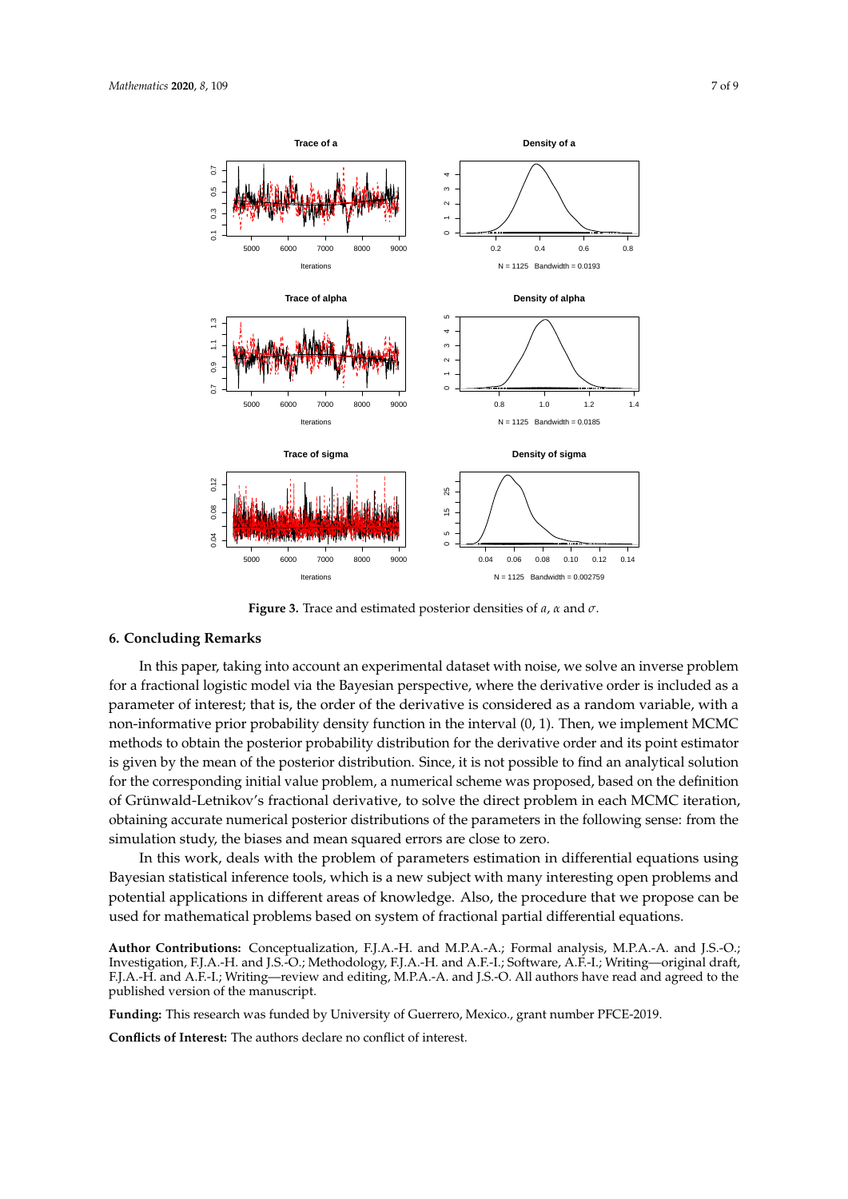Figure 3. Trace and estimated posterior densities of $a$, $\alpha$ and $\sigma$.

## 6. Concluding Remarks

In this paper, taking into account an experimental dataset with noise, we solve an inverse problem for a fractional logistic model via the Bayesian perspective, where the derivative order is included as a parameter of interest; that is, the order of the derivative is considered as a random variable, with a non-informative prior probability density function in the interval $(0, 1)$. Then, we implement MCMC methods to obtain the posterior probability distribution for the derivative order and its point estimator is given by the mean of the posterior distribution. Since, it is not possible to find an analytical solution for the corresponding initial value problem, a numerical scheme was proposed, based on the definition of Grünwald-Letnikov's fractional derivative, to solve the direct problem in each MCMC iteration, obtaining accurate numerical posterior distributions of the parameters in the following sense: from the simulation study, the biases and mean squared errors are close to zero.

In this work, deals with the problem of parameters estimation in differential equations using Bayesian statistical inference tools, which is a new subject with many interesting open problems and potential applications in different areas of knowledge. Also, the procedure that we propose can be used for mathematical problems based on system of fractional partial differential equations.

**Author Contributions:** Conceptualization, F.J.A.-H. and M.P.A.-A.; Formal analysis, M.P.A.-A. and J.S.-O.; Investigation, F.J.A.-H. and J.S.-O.; Methodology, F.J.A.-H. and A.F.-I.; Software, A.F.-I.; Writing—original draft, F.J.A.-H. and A.F.-I.; Writing—review and editing, M.P.A.-A. and J.S.-O. All authors have read and agreed to the published version of the manuscript.

**Funding:** This research was funded by University of Guerrero, Mexico., grant number PFCE-2019.

**Conflicts of Interest:** The authors declare no conflict of interest.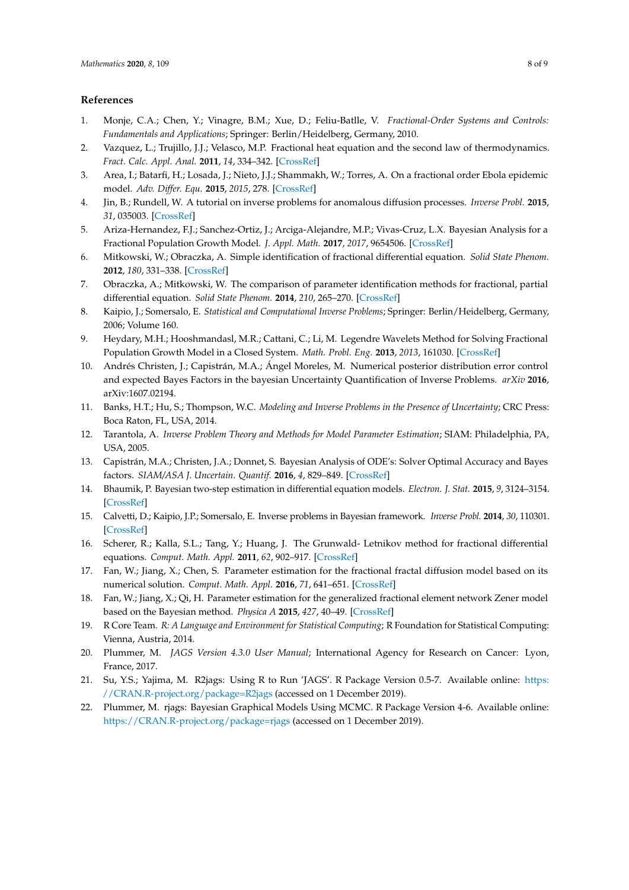## References

1. Monje, C.A.; Chen, Y.; Vinagre, B.M.; Xue, D.; Feliu-Batlle, V. *Fractional-Order Systems and Controls: Fundamentals and Applications*; Springer: Berlin/Heidelberg, Germany, 2010.
2. Vazquez, L.; Trujillo, J.J.; Velasco, M.P. Fractional heat equation and the second law of thermodynamics. *Fract. Calc. Appl. Anal.* **2011**, *14*, 334–342. [CrossRef]
3. Area, I.; Batarfi, H.; Losada, J.; Nieto, J.J.; Shammakh, W.; Torres, A. On a fractional order Ebola epidemic model. *Adv. Differ. Equ.* **2015**, *2015*, 278. [CrossRef]
4. Jin, B.; Rundell, W. A tutorial on inverse problems for anomalous diffusion processes. *Inverse Probl.* **2015**, *31*, 035003. [CrossRef]
5. Ariza-Hernandez, F.J.; Sanchez-Ortiz, J.; Arciga-Alejandre, M.P.; Vivas-Cruz, L.X. Bayesian Analysis for a Fractional Population Growth Model. *J. Appl. Math.* **2017**, *2017*, 9654506. [CrossRef]
6. Mitkowski, W.; Obraczka, A. Simple identification of fractional differential equation. *Solid State Phenom.* **2012**, *180*, 331–338. [CrossRef]
7. Obraczka, A.; Mitkowski, W. The comparison of parameter identification methods for fractional, partial differential equation. *Solid State Phenom.* **2014**, *210*, 265–270. [CrossRef]
8. Kaipio, J.; Somersalo, E. *Statistical and Computational Inverse Problems*; Springer: Berlin/Heidelberg, Germany, 2006; Volume 160.
9. Heydary, M.H.; Hooshmandasl, M.R.; Cattani, C.; Li, M. Legendre Wavelets Method for Solving Fractional Population Growth Model in a Closed System. *Math. Probl. Eng.* **2013**, *2013*, 161030. [CrossRef]
10. Andrés Christen, J.; Capistrán, M.A.; Ángel Moreles, M. Numerical posterior distribution error control and expected Bayes Factors in the bayesian Uncertainty Quantification of Inverse Problems. *arXiv* **2016**, arXiv:1607.02194.
11. Banks, H.T.; Hu, S.; Thompson, W.C. *Modeling and Inverse Problems in the Presence of Uncertainty*; CRC Press: Boca Raton, FL, USA, 2014.
12. Tarantola, A. *Inverse Problem Theory and Methods for Model Parameter Estimation*; SIAM: Philadelphia, PA, USA, 2005.
13. Capistrán, M.A.; Christen, J.A.; Donnet, S. Bayesian Analysis of ODE's: Solver Optimal Accuracy and Bayes factors. *SIAM/ASA J. Uncertain. Quantif.* **2016**, *4*, 829–849. [CrossRef]
14. Bhaumik, P. Bayesian two-step estimation in differential equation models. *Electron. J. Stat.* **2015**, *9*, 3124–3154. [CrossRef]
15. Calvetti, D.; Kaipio, J.P.; Somersalo, E. Inverse problems in Bayesian framework. *Inverse Probl.* **2014**, *30*, 110301. [CrossRef]
16. Scherer, R.; Kalla, S.L.; Tang, Y.; Huang, J. The Grunwald- Letnikov method for fractional differential equations. *Comput. Math. Appl.* **2011**, *62*, 902–917. [CrossRef]
17. Fan, W.; Jiang, X.; Chen, S. Parameter estimation for the fractional fractal diffusion model based on its numerical solution. *Comput. Math. Appl.* **2016**, *71*, 641–651. [CrossRef]
18. Fan, W.; Jiang, X.; Qi, H. Parameter estimation for the generalized fractional element network Zener model based on the Bayesian method. *Physica A* **2015**, *427*, 40–49. [CrossRef]
19. R Core Team. *R: A Language and Environment for Statistical Computing*; R Foundation for Statistical Computing: Vienna, Austria, 2014.
20. Plummer, M. *JAGS Version 4.3.0 User Manual*; International Agency for Research on Cancer: Lyon, France, 2017.
21. Su, Y.S.; Yajima, M. R2jags: Using R to Run 'JAGS'. R Package Version 0.5-7. Available online: https://CRAN.R-project.org/package=R2jags (accessed on 1 December 2019).
22. Plummer, M. rjags: Bayesian Graphical Models Using MCMC. R Package Version 4-6. Available online: https://CRAN.R-project.org/package=rjags (accessed on 1 December 2019).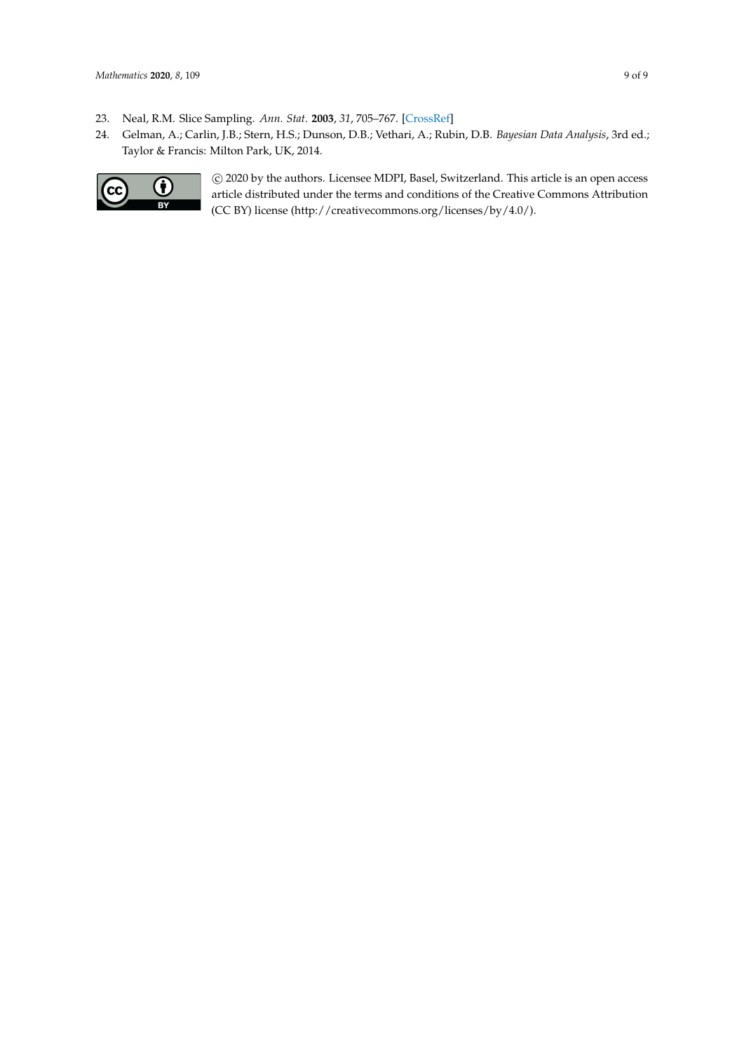23. Neal, R.M. Slice Sampling. *Ann. Stat.* **2003**, *31*, 705–767. [CrossRef]
24. Gelman, A.; Carlin, J.B.; Stern, H.S.; Dunson, D.B.; Vethari, A.; Rubin, D.B. *Bayesian Data Analysis*, 3rd ed.; Taylor & Francis: Milton Park, UK, 2014.

© 2020 by the authors. Licensee MDPI, Basel, Switzerland. This article is an open access article distributed under the terms and conditions of the Creative Commons Attribution (CC BY) license (http://creativecommons.org/licenses/by/4.0/).